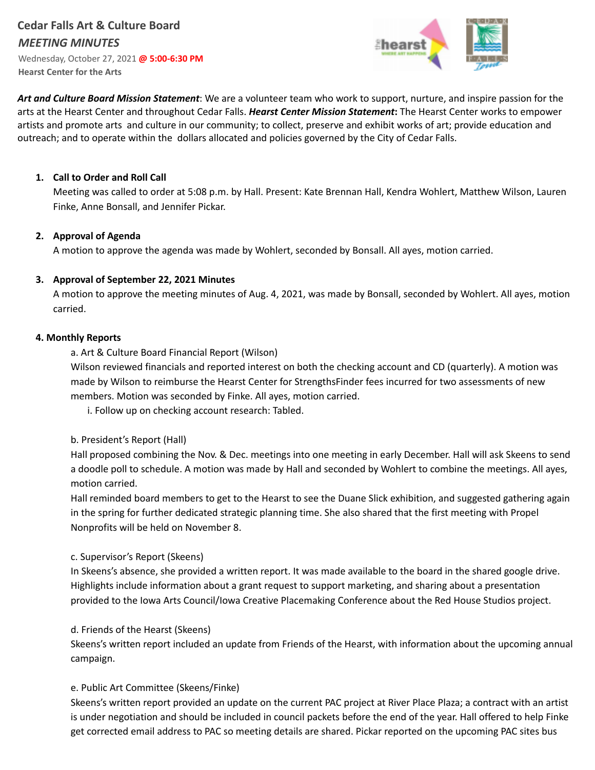**Cedar Falls Art & Culture Board**

***MEETING MINUTES***

Wednesday, October 27, 2021 **@ 5:00-6:30 PM**

**Hearst Center for the Arts**

***Art and Culture Board Mission Statement***: We are a volunteer team who work to support, nurture, and inspire passion for the arts at the Hearst Center and throughout Cedar Falls. ***Hearst Center Mission Statement*:** The Hearst Center works to empower artists and promote arts and culture in our community; to collect, preserve and exhibit works of art; provide education and outreach; and to operate within the dollars allocated and policies governed by the City of Cedar Falls.

1. **Call to Order and Roll Call**
   Meeting was called to order at 5:08 p.m. by Hall. Present: Kate Brennan Hall, Kendra Wohlert, Matthew Wilson, Lauren Finke, Anne Bonsall, and Jennifer Pickar.

2. **Approval of Agenda**
   A motion to approve the agenda was made by Wohlert, seconded by Bonsall. All ayes, motion carried.

3. **Approval of September 22, 2021 Minutes**
   A motion to approve the meeting minutes of Aug. 4, 2021, was made by Bonsall, seconded by Wohlert. All ayes, motion carried.

**4. Monthly Reports**

a. Art & Culture Board Financial Report (Wilson)
Wilson reviewed financials and reported interest on both the checking account and CD (quarterly). A motion was made by Wilson to reimburse the Hearst Center for StrengthsFinder fees incurred for two assessments of new members. Motion was seconded by Finke. All ayes, motion carried.

i. Follow up on checking account research: Tabled.

b. President's Report (Hall)
Hall proposed combining the Nov. & Dec. meetings into one meeting in early December. Hall will ask Skeens to send a doodle poll to schedule. A motion was made by Hall and seconded by Wohlert to combine the meetings. All ayes, motion carried.
Hall reminded board members to get to the Hearst to see the Duane Slick exhibition, and suggested gathering again in the spring for further dedicated strategic planning time. She also shared that the first meeting with Propel Nonprofits will be held on November 8.

c. Supervisor's Report (Skeens)
In Skeens's absence, she provided a written report. It was made available to the board in the shared google drive. Highlights include information about a grant request to support marketing, and sharing about a presentation provided to the Iowa Arts Council/Iowa Creative Placemaking Conference about the Red House Studios project.

d. Friends of the Hearst (Skeens)
Skeens's written report included an update from Friends of the Hearst, with information about the upcoming annual campaign.

e. Public Art Committee (Skeens/Finke)
Skeens's written report provided an update on the current PAC project at River Place Plaza; a contract with an artist is under negotiation and should be included in council packets before the end of the year. Hall offered to help Finke get corrected email address to PAC so meeting details are shared. Pickar reported on the upcoming PAC sites bus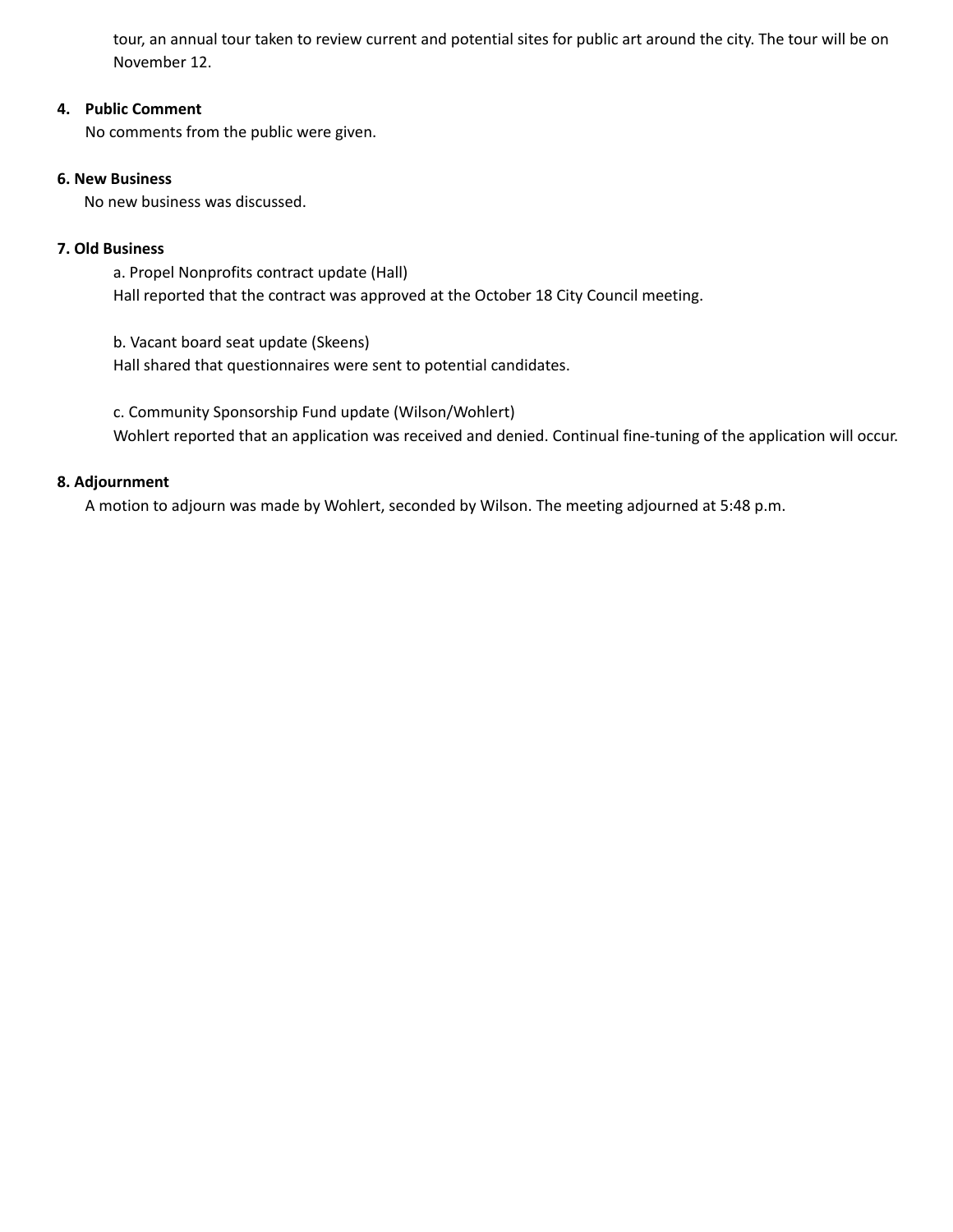tour, an annual tour taken to review current and potential sites for public art around the city. The tour will be on November 12.

**4. Public Comment**

No comments from the public were given.

**6. New Business**

No new business was discussed.

**7. Old Business**

a. Propel Nonprofits contract update (Hall)
Hall reported that the contract was approved at the October 18 City Council meeting.

b. Vacant board seat update (Skeens)
Hall shared that questionnaires were sent to potential candidates.

c. Community Sponsorship Fund update (Wilson/Wohlert)
Wohlert reported that an application was received and denied. Continual fine-tuning of the application will occur.

**8. Adjournment**

A motion to adjourn was made by Wohlert, seconded by Wilson. The meeting adjourned at 5:48 p.m.